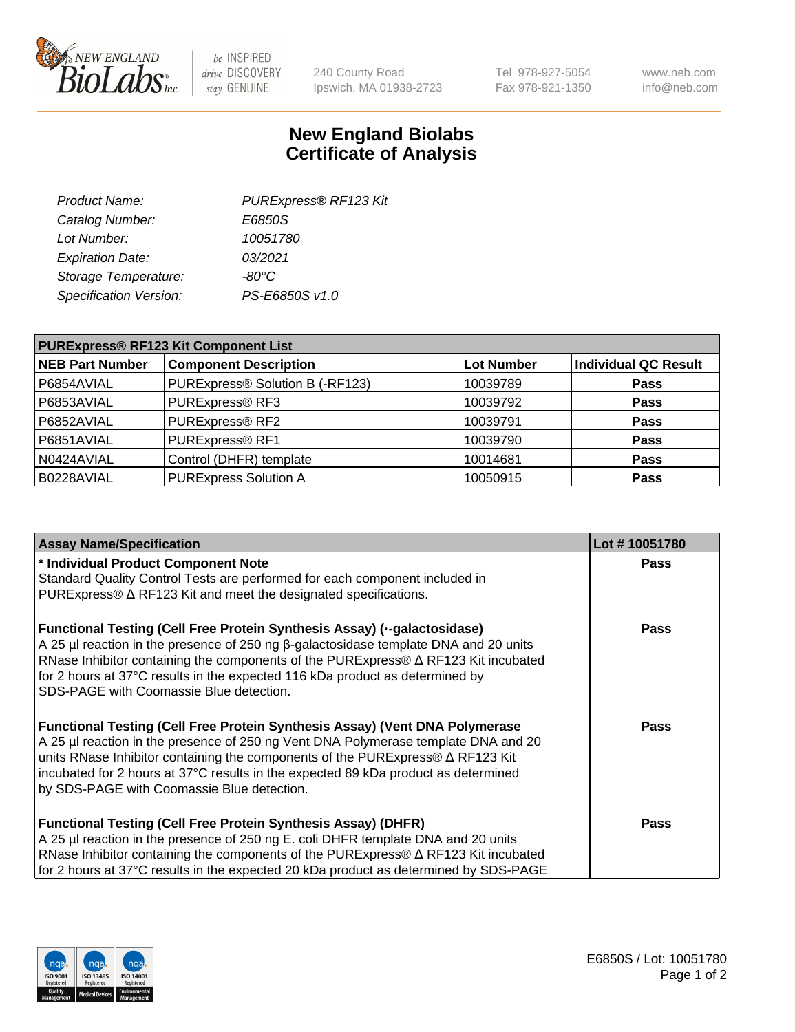# New England Biolabs Certificate of Analysis

| | |
|---|---|
| Product Name: | PURExpress® RF123 Kit |
| Catalog Number: | E6850S |
| Lot Number: | 10051780 |
| Expiration Date: | 03/2021 |
| Storage Temperature: | -80°C |
| Specification Version: | PS-E6850S v1.0 |

| PURExpress® RF123 Kit Component List | | | |
|---|---|---|---|
| **NEB Part Number** | **Component Description** | **Lot Number** | **Individual QC Result** |
| P6854AVIAL | PURExpress® Solution B (-RF123) | 10039789 | **Pass** |
| P6853AVIAL | PURExpress® RF3 | 10039792 | **Pass** |
| P6852AVIAL | PURExpress® RF2 | 10039791 | **Pass** |
| P6851AVIAL | PURExpress® RF1 | 10039790 | **Pass** |
| N0424AVIAL | Control (DHFR) template | 10014681 | **Pass** |
| B0228AVIAL | PURExpress Solution A | 10050915 | **Pass** |

| Assay Name/Specification | Lot # 10051780 |
|---|---|
| **\* Individual Product Component Note**<br>Standard Quality Control Tests are performed for each component included in PURExpress® Δ RF123 Kit and meet the designated specifications. | **Pass** |
| **Functional Testing (Cell Free Protein Synthesis Assay) (·-galactosidase)**<br>A 25 µl reaction in the presence of 250 ng β-galactosidase template DNA and 20 units RNase Inhibitor containing the components of the PURExpress® Δ RF123 Kit incubated for 2 hours at 37°C results in the expected 116 kDa product as determined by SDS-PAGE with Coomassie Blue detection. | **Pass** |
| **Functional Testing (Cell Free Protein Synthesis Assay) (Vent DNA Polymerase**<br>A 25 µl reaction in the presence of 250 ng Vent DNA Polymerase template DNA and 20 units RNase Inhibitor containing the components of the PURExpress® Δ RF123 Kit incubated for 2 hours at 37°C results in the expected 89 kDa product as determined by SDS-PAGE with Coomassie Blue detection. | **Pass** |
| **Functional Testing (Cell Free Protein Synthesis Assay) (DHFR)**<br>A 25 µl reaction in the presence of 250 ng E. coli DHFR template DNA and 20 units RNase Inhibitor containing the components of the PURExpress® Δ RF123 Kit incubated for 2 hours at 37°C results in the expected 20 kDa product as determined by SDS-PAGE | **Pass** |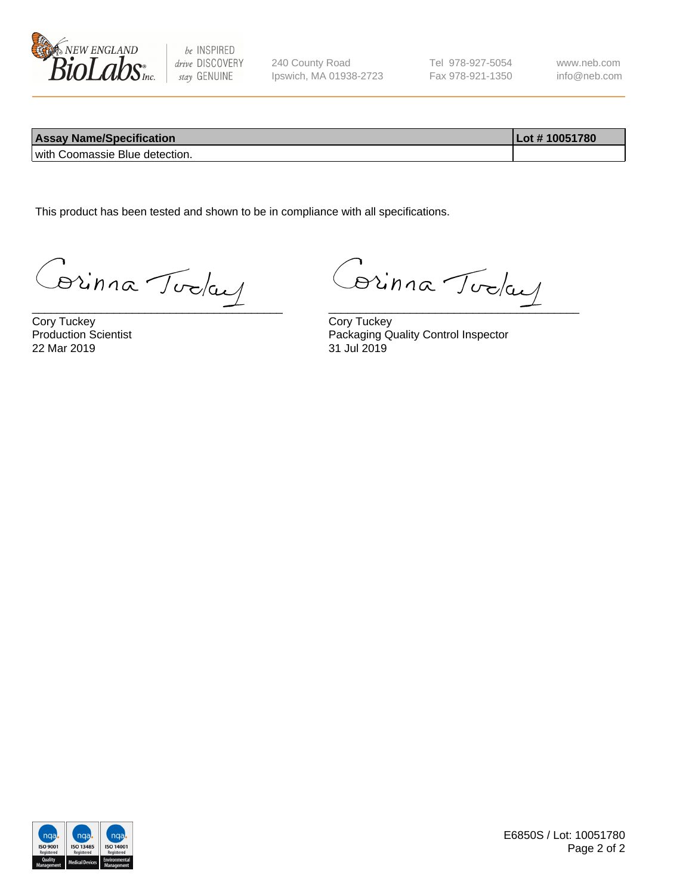240 County Road
Ipswich, MA 01938-2723

Tel 978-927-5054
Fax 978-921-1350

www.neb.com
info@neb.com

| Assay Name/Specification | Lot # 10051780 |
| --- | --- |
| with Coomassie Blue detection. | |

This product has been tested and shown to be in compliance with all specifications.

Cory Tuckey
Production Scientist
22 Mar 2019

Cory Tuckey
Packaging Quality Control Inspector
31 Jul 2019

E6850S / Lot: 10051780